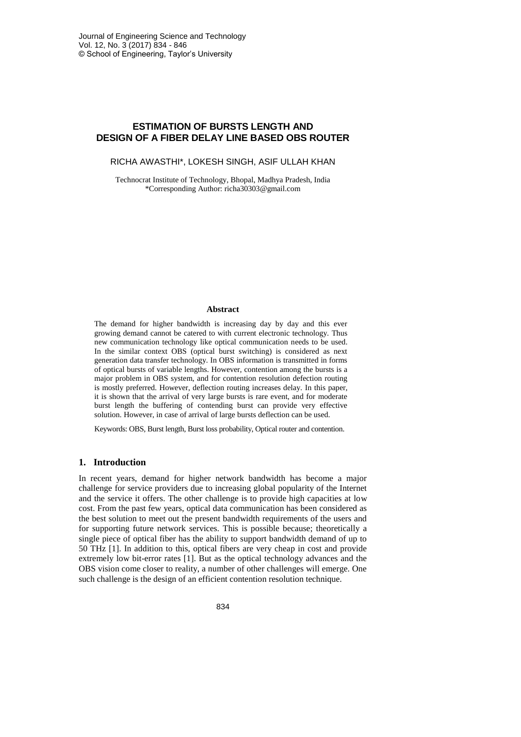# ESTIMATION OF BURSTS LENGTH AND DESIGN OF A FIBER DELAY LINE BASED OBS ROUTER

RICHA AWASTHI*, LOKESH SINGH, ASIF ULLAH KHAN

Technocrat Institute of Technology, Bhopal, Madhya Pradesh, India
*Corresponding Author: richa30303@gmail.com

## Abstract

The demand for higher bandwidth is increasing day by day and this ever growing demand cannot be catered to with current electronic technology. Thus new communication technology like optical communication needs to be used. In the similar context OBS (optical burst switching) is considered as next generation data transfer technology. In OBS information is transmitted in forms of optical bursts of variable lengths. However, contention among the bursts is a major problem in OBS system, and for contention resolution defection routing is mostly preferred. However, deflection routing increases delay. In this paper, it is shown that the arrival of very large bursts is rare event, and for moderate burst length the buffering of contending burst can provide very effective solution. However, in case of arrival of large bursts deflection can be used.

Keywords: OBS, Burst length, Burst loss probability, Optical router and contention.

## 1. Introduction

In recent years, demand for higher network bandwidth has become a major challenge for service providers due to increasing global popularity of the Internet and the service it offers. The other challenge is to provide high capacities at low cost. From the past few years, optical data communication has been considered as the best solution to meet out the present bandwidth requirements of the users and for supporting future network services. This is possible because; theoretically a single piece of optical fiber has the ability to support bandwidth demand of up to 50 THz [1]. In addition to this, optical fibers are very cheap in cost and provide extremely low bit-error rates [1]. But as the optical technology advances and the OBS vision come closer to reality, a number of other challenges will emerge. One such challenge is the design of an efficient contention resolution technique.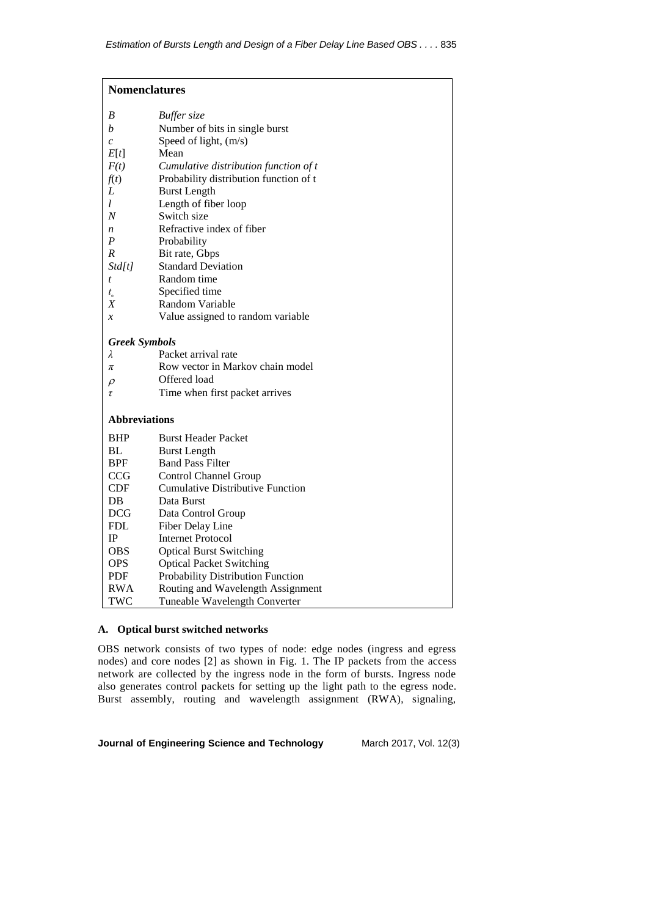## Nomenclatures

| | |
|---|---|
| $B$ | *Buffer size* |
| $b$ | Number of bits in single burst |
| $c$ | Speed of light, (m/s) |
| $E[t]$ | Mean |
| $F(t)$ | *Cumulative distribution function of t* |
| $f(t)$ | Probability distribution function of t |
| $L$ | Burst Length |
| $l$ | Length of fiber loop |
| $N$ | Switch size |
| $n$ | Refractive index of fiber |
| $P$ | Probability |
| $R$ | Bit rate, Gbps |
| $Std[t]$ | Standard Deviation |
| $t$ | Random time |
| $t_{\circ}$ | Specified time |
| $X$ | Random Variable |
| $x$ | Value assigned to random variable |

### *Greek Symbols*

| | |
|---|---|
| $\lambda$ | Packet arrival rate |
| $\pi$ | Row vector in Markov chain model |
| $\rho$ | Offered load |
| $\tau$ | Time when first packet arrives |

### Abbreviations

| | |
|---|---|
| BHP | Burst Header Packet |
| BL | Burst Length |
| BPF | Band Pass Filter |
| CCG | Control Channel Group |
| CDF | Cumulative Distributive Function |
| DB | Data Burst |
| DCG | Data Control Group |
| FDL | Fiber Delay Line |
| IP | Internet Protocol |
| OBS | Optical Burst Switching |
| OPS | Optical Packet Switching |
| PDF | Probability Distribution Function |
| RWA | Routing and Wavelength Assignment |
| TWC | Tuneable Wavelength Converter |

### A. Optical burst switched networks

OBS network consists of two types of node: edge nodes (ingress and egress nodes) and core nodes [2] as shown in Fig. 1. The IP packets from the access network are collected by the ingress node in the form of bursts. Ingress node also generates control packets for setting up the light path to the egress node. Burst assembly, routing and wavelength assignment (RWA), signaling,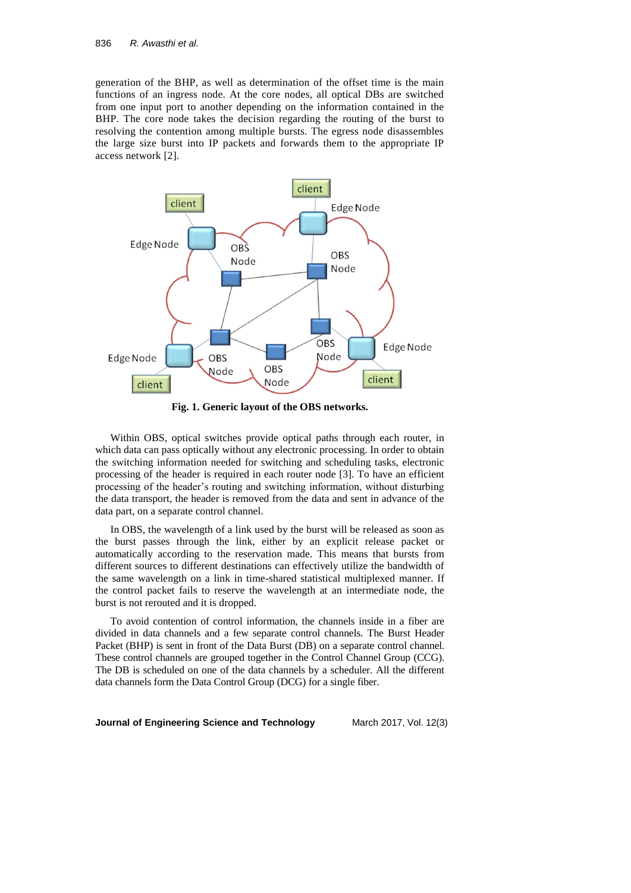generation of the BHP, as well as determination of the offset time is the main functions of an ingress node. At the core nodes, all optical DBs are switched from one input port to another depending on the information contained in the BHP. The core node takes the decision regarding the routing of the burst to resolving the contention among multiple bursts. The egress node disassembles the large size burst into IP packets and forwards them to the appropriate IP access network [2].

**Fig. 1. Generic layout of the OBS networks.**

Within OBS, optical switches provide optical paths through each router, in which data can pass optically without any electronic processing. In order to obtain the switching information needed for switching and scheduling tasks, electronic processing of the header is required in each router node [3]. To have an efficient processing of the header's routing and switching information, without disturbing the data transport, the header is removed from the data and sent in advance of the data part, on a separate control channel.

In OBS, the wavelength of a link used by the burst will be released as soon as the burst passes through the link, either by an explicit release packet or automatically according to the reservation made. This means that bursts from different sources to different destinations can effectively utilize the bandwidth of the same wavelength on a link in time-shared statistical multiplexed manner. If the control packet fails to reserve the wavelength at an intermediate node, the burst is not rerouted and it is dropped.

To avoid contention of control information, the channels inside in a fiber are divided in data channels and a few separate control channels. The Burst Header Packet (BHP) is sent in front of the Data Burst (DB) on a separate control channel. These control channels are grouped together in the Control Channel Group (CCG). The DB is scheduled on one of the data channels by a scheduler. All the different data channels form the Data Control Group (DCG) for a single fiber.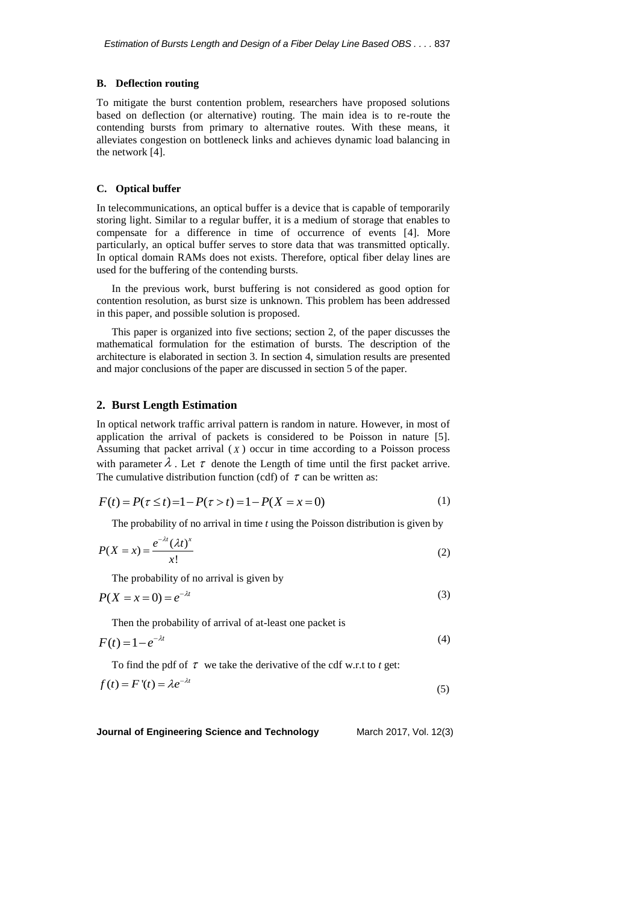### B. Deflection routing

To mitigate the burst contention problem, researchers have proposed solutions based on deflection (or alternative) routing. The main idea is to re-route the contending bursts from primary to alternative routes. With these means, it alleviates congestion on bottleneck links and achieves dynamic load balancing in the network [4].

### C. Optical buffer

In telecommunications, an optical buffer is a device that is capable of temporarily storing light. Similar to a regular buffer, it is a medium of storage that enables to compensate for a difference in time of occurrence of events [4]. More particularly, an optical buffer serves to store data that was transmitted optically. In optical domain RAMs does not exists. Therefore, optical fiber delay lines are used for the buffering of the contending bursts.

In the previous work, burst buffering is not considered as good option for contention resolution, as burst size is unknown. This problem has been addressed in this paper, and possible solution is proposed.

This paper is organized into five sections; section 2, of the paper discusses the mathematical formulation for the estimation of bursts. The description of the architecture is elaborated in section 3. In section 4, simulation results are presented and major conclusions of the paper are discussed in section 5 of the paper.

## 2. Burst Length Estimation

In optical network traffic arrival pattern is random in nature. However, in most of application the arrival of packets is considered to be Poisson in nature [5]. Assuming that packet arrival ($X$) occur in time according to a Poisson process with parameter $\lambda$. Let $\tau$ denote the Length of time until the first packet arrive. The cumulative distribution function (cdf) of $\tau$ can be written as:

$$F(t) = P(\tau \le t) = 1 - P(\tau > t) = 1 - P(X = x = 0) \tag{1}$$

The probability of no arrival in time *t* using the Poisson distribution is given by

$$P(X = x) = \frac{e^{-\lambda t}(\lambda t)^x}{x!} \tag{2}$$

The probability of no arrival is given by

$$P(X = x = 0) = e^{-\lambda t} \tag{3}$$

Then the probability of arrival of at-least one packet is

$$F(t) = 1 - e^{-\lambda t} \tag{4}$$

To find the pdf of $\tau$ we take the derivative of the cdf w.r.t to *t* get:

$$f(t) = F'(t) = \lambda e^{-\lambda t} \tag{5}$$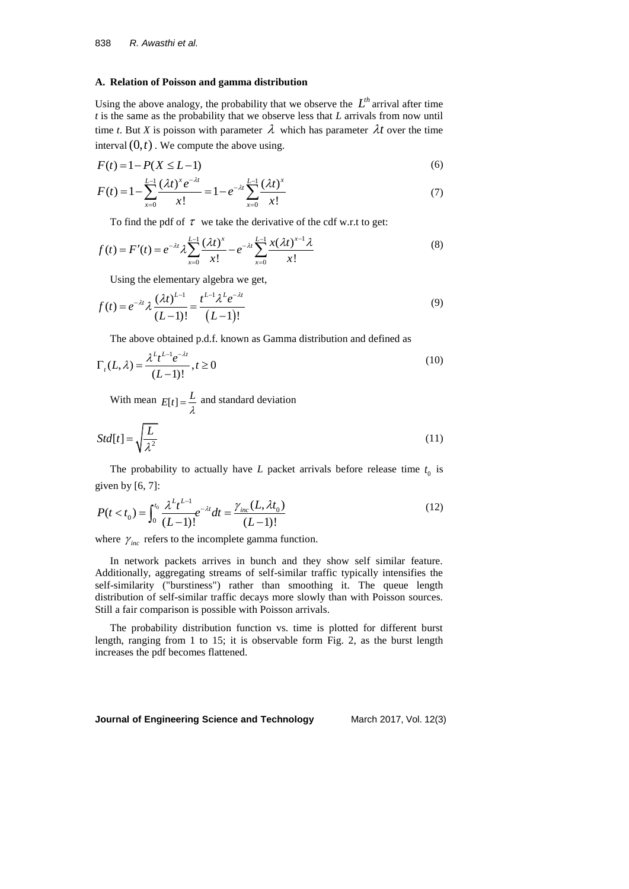### A. Relation of Poisson and gamma distribution

Using the above analogy, the probability that we observe the $L^{th}$ arrival after time $t$ is the same as the probability that we observe less that $L$ arrivals from now until time $t$. But $X$ is poisson with parameter $\lambda$ which has parameter $\lambda t$ over the time interval $(0,t)$. We compute the above using.

$$F(t) = 1 - P(X \leq L-1) \tag{6}$$

$$F(t) = 1 - \sum_{x=0}^{L-1} \frac{(\lambda t)^x e^{-\lambda t}}{x!} = 1 - e^{-\lambda t} \sum_{x=0}^{L-1} \frac{(\lambda t)^x}{x!} \tag{7}$$

To find the pdf of $\tau$ we take the derivative of the cdf w.r.t to get:

$$f(t) = F'(t) = e^{-\lambda t} \lambda \sum_{x=0}^{L-1} \frac{(\lambda t)^x}{x!} - e^{-\lambda t} \sum_{x=0}^{L-1} \frac{x(\lambda t)^{x-1} \lambda}{x!} \tag{8}$$

Using the elementary algebra we get,

$$f(t) = e^{-\lambda t} \lambda \frac{(\lambda t)^{L-1}}{(L-1)!} = \frac{t^{L-1} \lambda^L e^{-\lambda t}}{(L-1)!} \tag{9}$$

The above obtained p.d.f. known as Gamma distribution and defined as

$$\Gamma_t(L,\lambda) = \frac{\lambda^L t^{L-1} e^{-\lambda t}}{(L-1)!}, t \geq 0 \tag{10}$$

With mean $E[t] = \frac{L}{\lambda}$ and standard deviation

$$Std[t] = \sqrt{\frac{L}{\lambda^2}} \tag{11}$$

The probability to actually have $L$ packet arrivals before release time $t_0$ is given by [6, 7]:

$$P(t < t_0) = \int_0^{t_0} \frac{\lambda^L t^{L-1}}{(L-1)!} e^{-\lambda t} dt = \frac{\gamma_{inc}(L, \lambda t_0)}{(L-1)!} \tag{12}$$

where $\gamma_{inc}$ refers to the incomplete gamma function.

In network packets arrives in bunch and they show self similar feature. Additionally, aggregating streams of self-similar traffic typically intensifies the self-similarity ("burstiness") rather than smoothing it. The queue length distribution of self-similar traffic decays more slowly than with Poisson sources. Still a fair comparison is possible with Poisson arrivals.

The probability distribution function vs. time is plotted for different burst length, ranging from 1 to 15; it is observable form Fig. 2, as the burst length increases the pdf becomes flattened.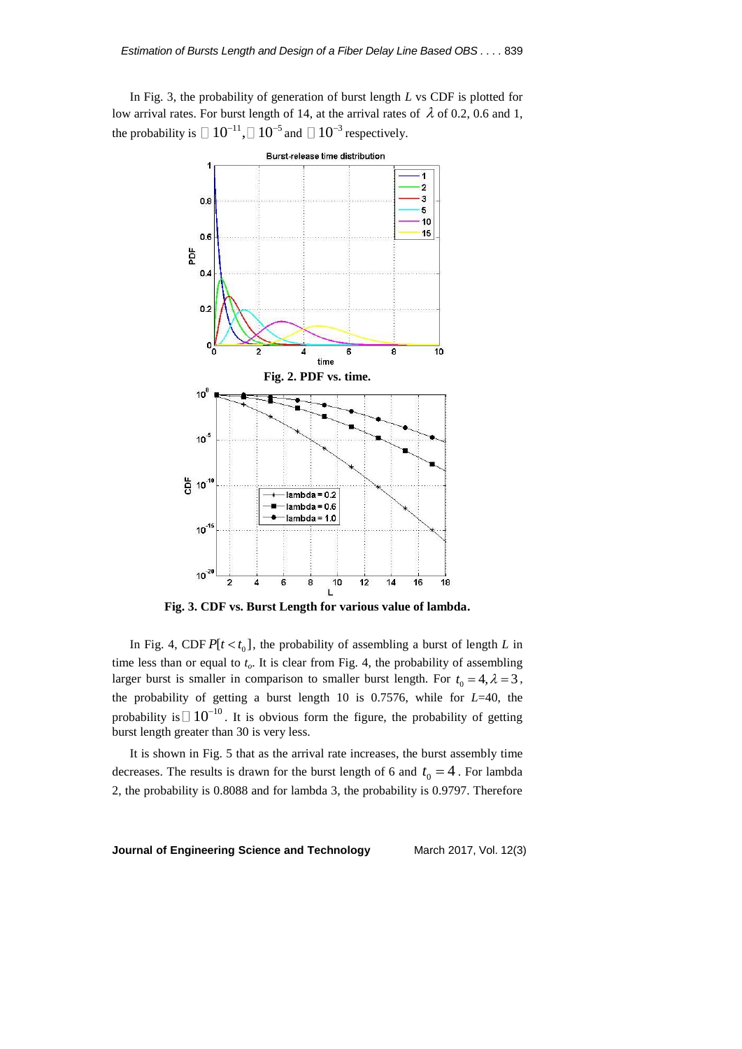In Fig. 3, the probability of generation of burst length $L$ vs CDF is plotted for low arrival rates. For burst length of 14, at the arrival rates of $\lambda$ of 0.2, 0.6 and 1, the probability is $\approx 10^{-11}$, $\approx 10^{-5}$ and $\approx 10^{-3}$ respectively.

**Fig. 2. PDF vs. time.**

**Fig. 3. CDF vs. Burst Length for various value of lambda.**

In Fig. 4, CDF $P[t < t_0]$, the probability of assembling a burst of length $L$ in time less than or equal to $t_o$. It is clear from Fig. 4, the probability of assembling larger burst is smaller in comparison to smaller burst length. For $t_0 = 4, \lambda = 3$, the probability of getting a burst length 10 is 0.7576, while for $L$=40, the probability is $\approx 10^{-10}$. It is obvious form the figure, the probability of getting burst length greater than 30 is very less.

It is shown in Fig. 5 that as the arrival rate increases, the burst assembly time decreases. The results is drawn for the burst length of 6 and $t_0 = 4$. For lambda 2, the probability is 0.8088 and for lambda 3, the probability is 0.9797. Therefore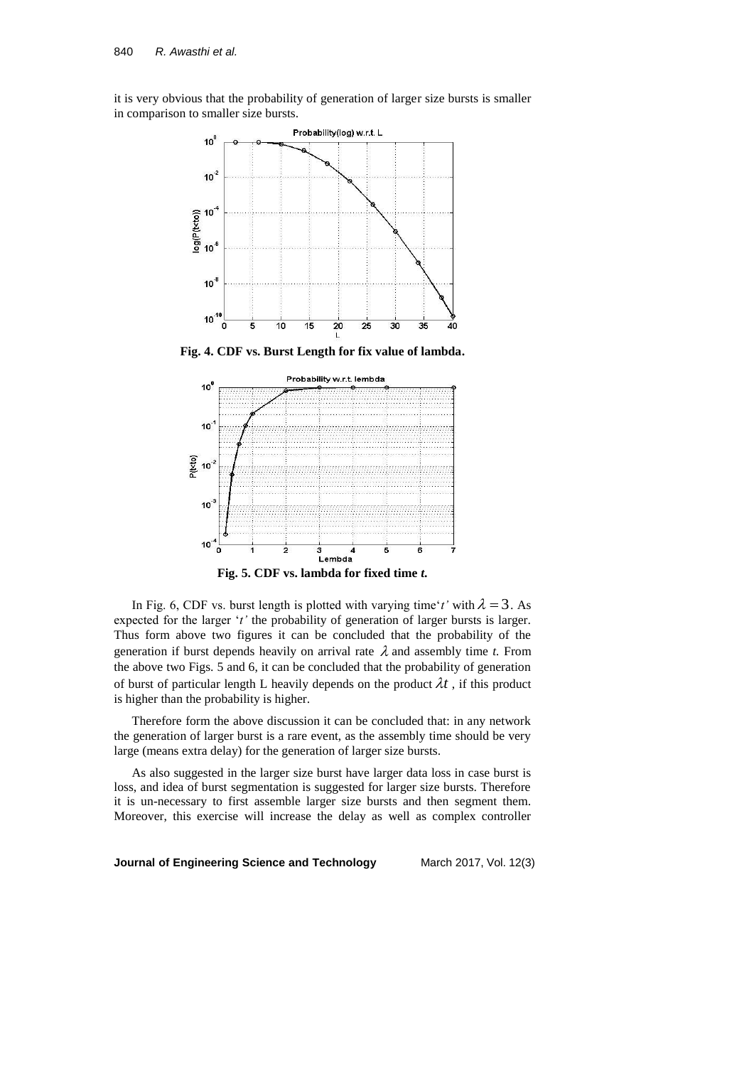it is very obvious that the probability of generation of larger size bursts is smaller in comparison to smaller size bursts.

**Fig. 4. CDF vs. Burst Length for fix value of lambda.**

**Fig. 5. CDF vs. lambda for fixed time *t*.**

In Fig. 6, CDF vs. burst length is plotted with varying time '*t*' with $\lambda = 3$. As expected for the larger '*t*' the probability of generation of larger bursts is larger. Thus form above two figures it can be concluded that the probability of the generation if burst depends heavily on arrival rate $\lambda$ and assembly time *t.* From the above two Figs. 5 and 6, it can be concluded that the probability of generation of burst of particular length L heavily depends on the product $\lambda t$ , if this product is higher than the probability is higher.

Therefore form the above discussion it can be concluded that: in any network the generation of larger burst is a rare event, as the assembly time should be very large (means extra delay) for the generation of larger size bursts.

As also suggested in the larger size burst have larger data loss in case burst is loss, and idea of burst segmentation is suggested for larger size bursts. Therefore it is un-necessary to first assemble larger size bursts and then segment them. Moreover, this exercise will increase the delay as well as complex controller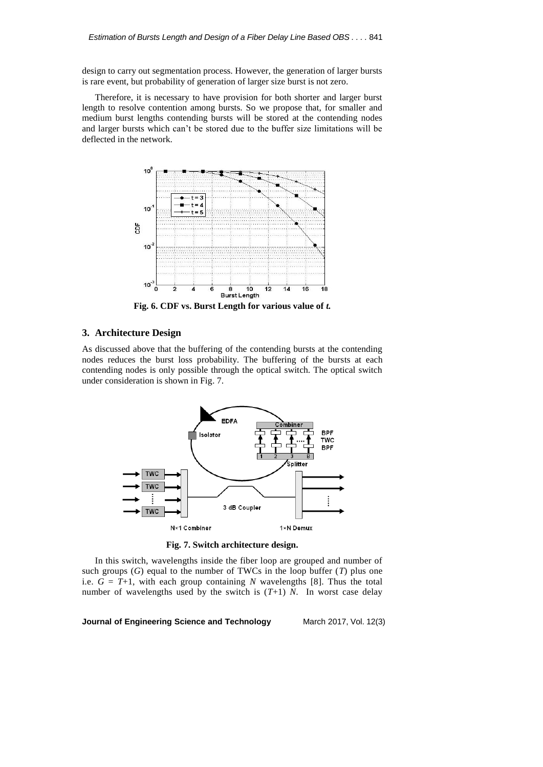design to carry out segmentation process. However, the generation of larger bursts is rare event, but probability of generation of larger size burst is not zero.

Therefore, it is necessary to have provision for both shorter and larger burst length to resolve contention among bursts. So we propose that, for smaller and medium burst lengths contending bursts will be stored at the contending nodes and larger bursts which can't be stored due to the buffer size limitations will be deflected in the network.

**Fig. 6. CDF vs. Burst Length for various value of *t*.**

## 3. Architecture Design

As discussed above that the buffering of the contending bursts at the contending nodes reduces the burst loss probability. The buffering of the bursts at each contending nodes is only possible through the optical switch. The optical switch under consideration is shown in Fig. 7.

**Fig. 7. Switch architecture design.**

In this switch, wavelengths inside the fiber loop are grouped and number of such groups ($G$) equal to the number of TWCs in the loop buffer ($T$) plus one i.e. $G = T+1$, with each group containing $N$ wavelengths [8]. Thus the total number of wavelengths used by the switch is $(T+1)\ N$. In worst case delay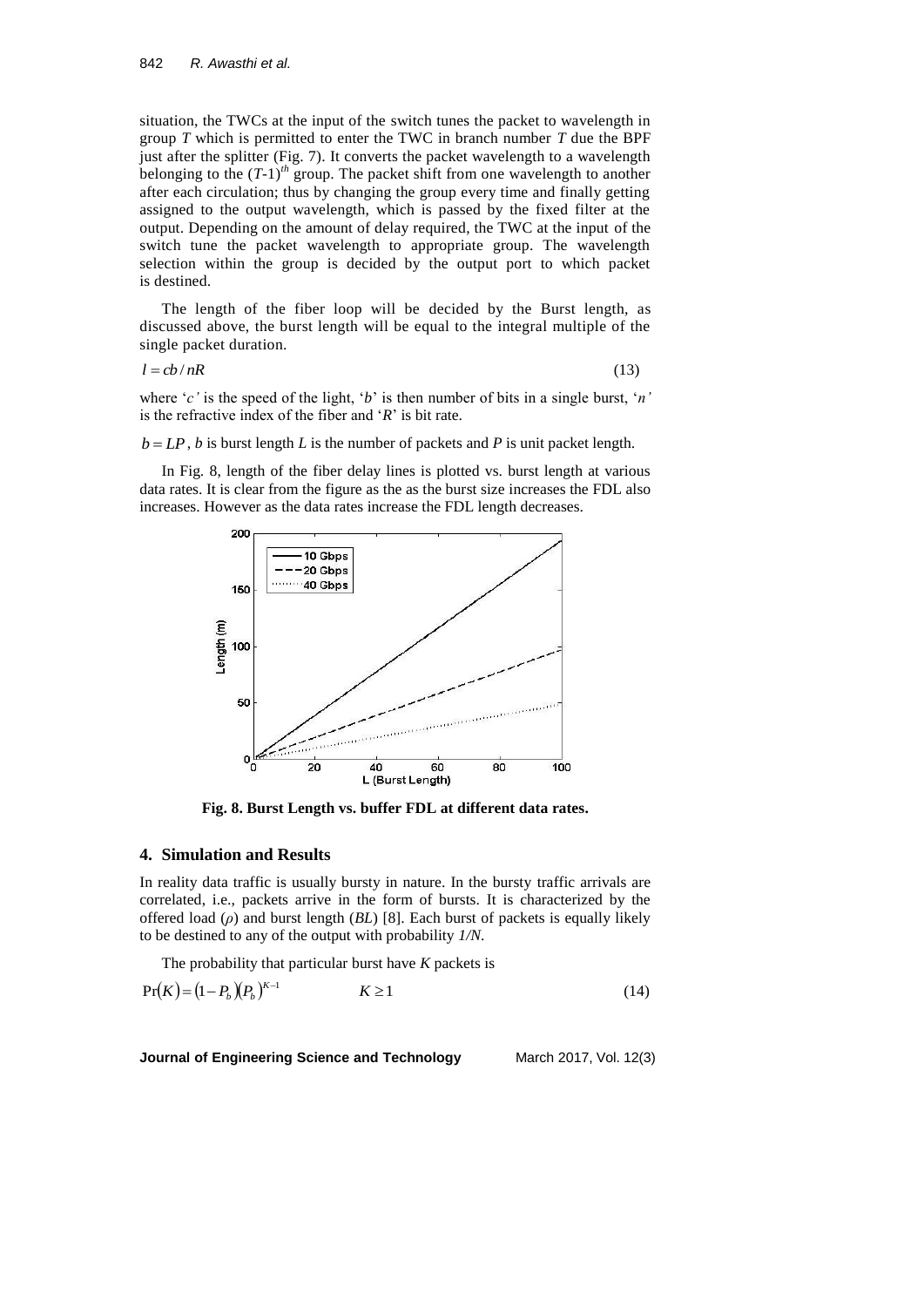situation, the TWCs at the input of the switch tunes the packet to wavelength in group $T$ which is permitted to enter the TWC in branch number $T$ due the BPF just after the splitter (Fig. 7). It converts the packet wavelength to a wavelength belonging to the $(T\text{-}1)^{th}$ group. The packet shift from one wavelength to another after each circulation; thus by changing the group every time and finally getting assigned to the output wavelength, which is passed by the fixed filter at the output. Depending on the amount of delay required, the TWC at the input of the switch tune the packet wavelength to appropriate group. The wavelength selection within the group is decided by the output port to which packet is destined.

The length of the fiber loop will be decided by the Burst length, as discussed above, the burst length will be equal to the integral multiple of the single packet duration.

$$l = cb/nR \tag{13}$$

where '$c$' is the speed of the light, '$b$' is then number of bits in a single burst, '$n$' is the refractive index of the fiber and '$R$' is bit rate.

$b = LP$, $b$ is burst length $L$ is the number of packets and $P$ is unit packet length.

In Fig. 8, length of the fiber delay lines is plotted vs. burst length at various data rates. It is clear from the figure as the as the burst size increases the FDL also increases. However as the data rates increase the FDL length decreases.

**Fig. 8. Burst Length vs. buffer FDL at different data rates.**

## 4. Simulation and Results

In reality data traffic is usually bursty in nature. In the bursty traffic arrivals are correlated, i.e., packets arrive in the form of bursts. It is characterized by the offered load ($\rho$) and burst length ($BL$) [8]. Each burst of packets is equally likely to be destined to any of the output with probability $1/N$.

The probability that particular burst have $K$ packets is

$$\Pr(K) = (1 - P_b)(P_b)^{K-1} \qquad K \geq 1 \tag{14}$$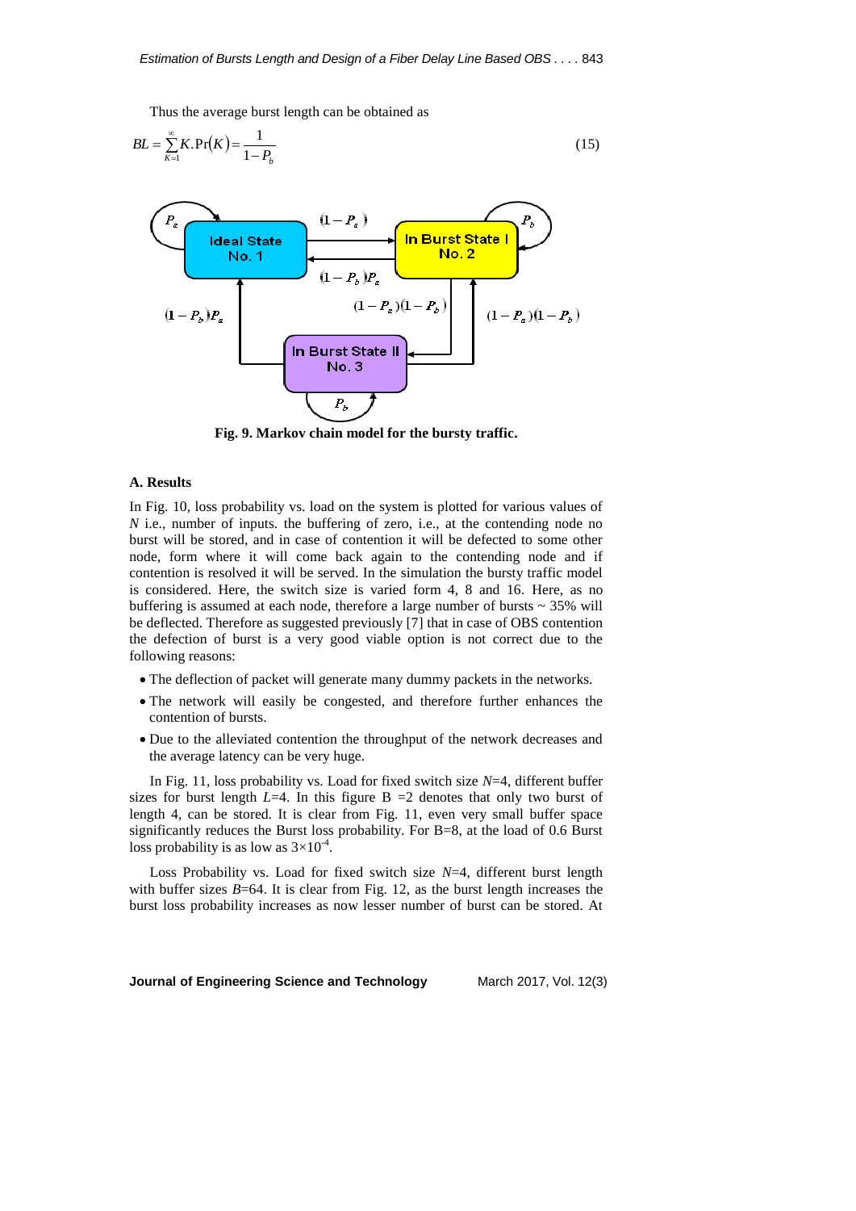Thus the average burst length can be obtained as

$$BL = \sum_{K=1}^{\infty} K.\Pr(K) = \frac{1}{1-P_b} \quad (15)$$

Fig. 9. Markov chain model for the bursty traffic.

### A. Results

In Fig. 10, loss probability vs. load on the system is plotted for various values of $N$ i.e., number of inputs. the buffering of zero, i.e., at the contending node no burst will be stored, and in case of contention it will be defected to some other node, form where it will come back again to the contending node and if contention is resolved it will be served. In the simulation the bursty traffic model is considered. Here, the switch size is varied form 4, 8 and 16. Here, as no buffering is assumed at each node, therefore a large number of bursts ~ 35% will be deflected. Therefore as suggested previously [7] that in case of OBS contention the defection of burst is a very good viable option is not correct due to the following reasons:

- The deflection of packet will generate many dummy packets in the networks.
- The network will easily be congested, and therefore further enhances the contention of bursts.
- Due to the alleviated contention the throughput of the network decreases and the average latency can be very huge.

In Fig. 11, loss probability vs. Load for fixed switch size $N$=4, different buffer sizes for burst length $L$=4. In this figure B =2 denotes that only two burst of length 4, can be stored. It is clear from Fig. 11, even very small buffer space significantly reduces the Burst loss probability. For B=8, at the load of 0.6 Burst loss probability is as low as $3\times10^{-4}$.

Loss Probability vs. Load for fixed switch size $N$=4, different burst length with buffer sizes $B$=64. It is clear from Fig. 12, as the burst length increases the burst loss probability increases as now lesser number of burst can be stored. At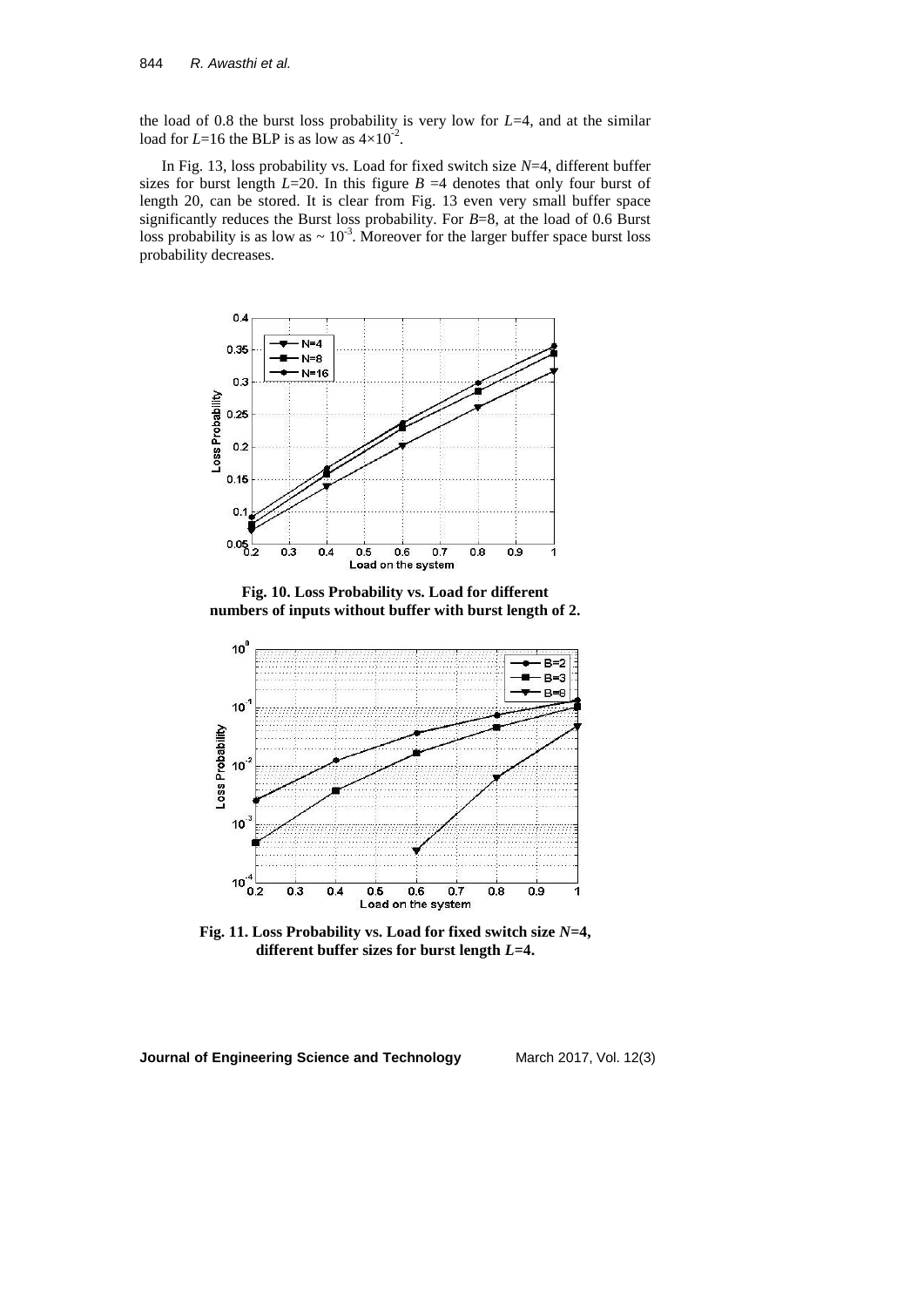the load of 0.8 the burst loss probability is very low for $L$=4, and at the similar load for $L$=16 the BLP is as low as $4\times10^{-2}$.

In Fig. 13, loss probability vs. Load for fixed switch size $N$=4, different buffer sizes for burst length $L$=20. In this figure $B$ =4 denotes that only four burst of length 20, can be stored. It is clear from Fig. 13 even very small buffer space significantly reduces the Burst loss probability. For $B$=8, at the load of 0.6 Burst loss probability is as low as ~ $10^{-3}$. Moreover for the larger buffer space burst loss probability decreases.

**Fig. 10. Loss Probability vs. Load for different numbers of inputs without buffer with burst length of 2.**

**Fig. 11. Loss Probability vs. Load for fixed switch size $N$=4, different buffer sizes for burst length $L$=4.**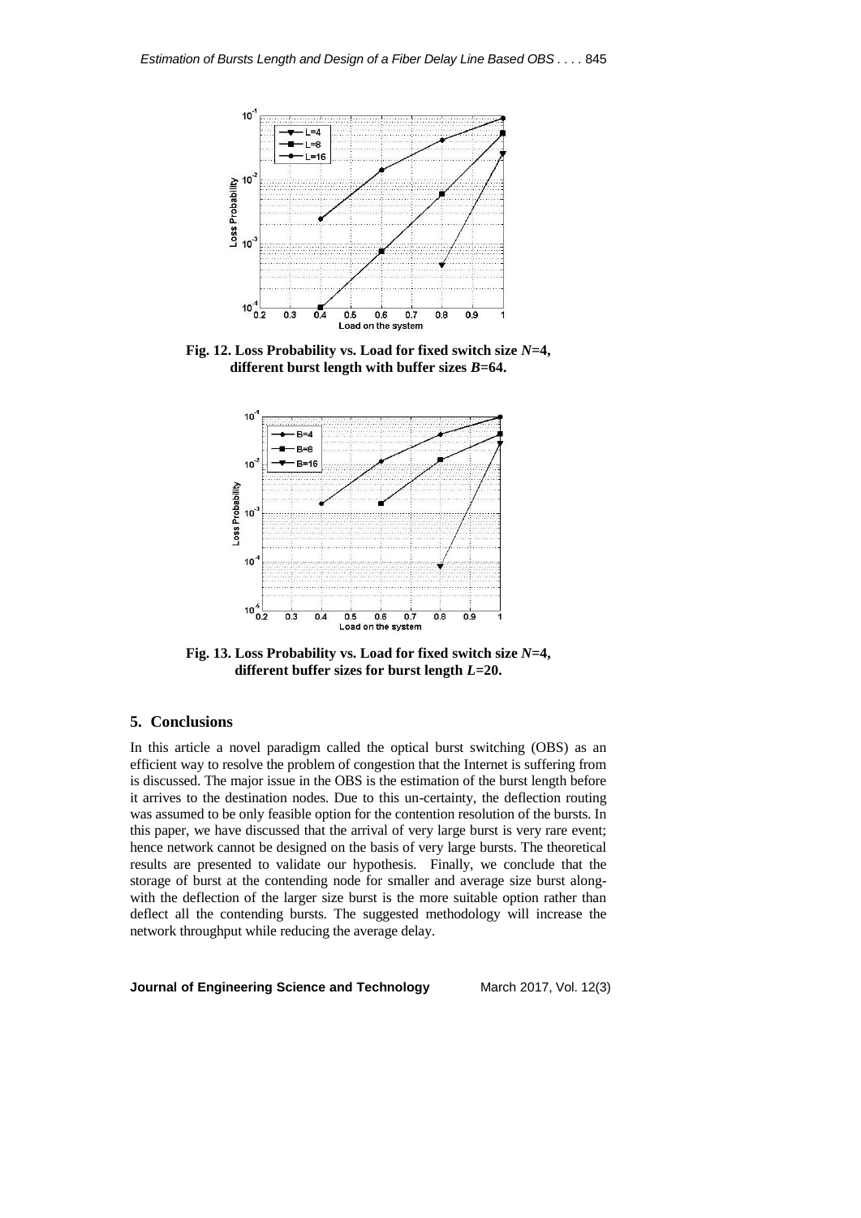**Fig. 12. Loss Probability vs. Load for fixed switch size $N$=4, different burst length with buffer sizes $B$=64.**

**Fig. 13. Loss Probability vs. Load for fixed switch size $N$=4, different buffer sizes for burst length $L$=20.**

## 5. Conclusions

In this article a novel paradigm called the optical burst switching (OBS) as an efficient way to resolve the problem of congestion that the Internet is suffering from is discussed. The major issue in the OBS is the estimation of the burst length before it arrives to the destination nodes. Due to this un-certainty, the deflection routing was assumed to be only feasible option for the contention resolution of the bursts. In this paper, we have discussed that the arrival of very large burst is very rare event; hence network cannot be designed on the basis of very large bursts. The theoretical results are presented to validate our hypothesis. Finally, we conclude that the storage of burst at the contending node for smaller and average size burst along-with the deflection of the larger size burst is the more suitable option rather than deflect all the contending bursts. The suggested methodology will increase the network throughput while reducing the average delay.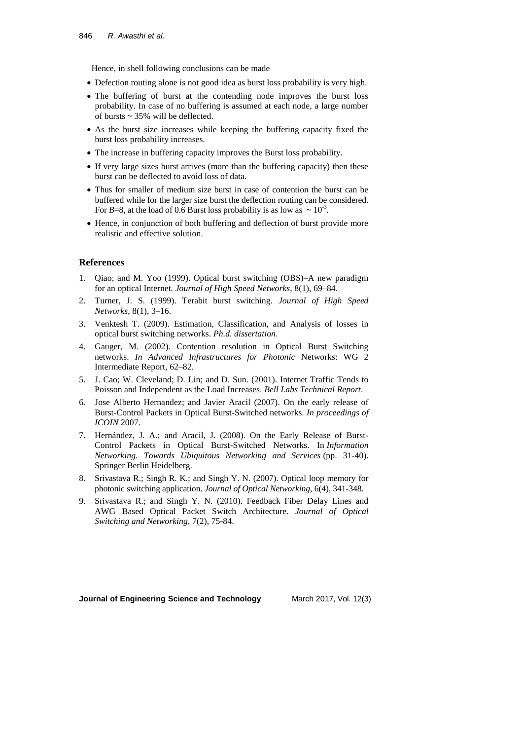Hence, in shell following conclusions can be made

- Defection routing alone is not good idea as burst loss probability is very high.
- The buffering of burst at the contending node improves the burst loss probability. In case of no buffering is assumed at each node, a large number of bursts ~ 35% will be deflected.
- As the burst size increases while keeping the buffering capacity fixed the burst loss probability increases.
- The increase in buffering capacity improves the Burst loss probability.
- If very large sizes burst arrives (more than the buffering capacity) then these burst can be deflected to avoid loss of data.
- Thus for smaller of medium size burst in case of contention the burst can be buffered while for the larger size burst the deflection routing can be considered. For $B$=8, at the load of 0.6 Burst loss probability is as low as $\sim 10^{-3}$.
- Hence, in conjunction of both buffering and deflection of burst provide more realistic and effective solution.

## References

1. Qiao; and M. Yoo (1999). Optical burst switching (OBS)–A new paradigm for an optical Internet. *Journal of High Speed Networks*, 8(1), 69–84.
2. Turner, J. S. (1999). Terabit burst switching. *Journal of High Speed Networks*, 8(1), 3–16.
3. Venktesh T. (2009). Estimation, Classification, and Analysis of losses in optical burst switching networks. *Ph.d. dissertation*.
4. Gauger, M. (2002). Contention resolution in Optical Burst Switching networks. *In Advanced Infrastructures for Photonic* Networks: WG 2 Intermediate Report, 62–82.
5. J. Cao; W. Cleveland; D. Lin; and D. Sun. (2001). Internet Traffic Tends to Poisson and Independent as the Load Increases. *Bell Labs Technical Report*.
6. Jose Alberto Hernandez; and Javier Aracil (2007). On the early release of Burst-Control Packets in Optical Burst-Switched networks. *In proceedings of ICOIN* 2007.
7. Hernández, J. A.; and Aracil, J. (2008). On the Early Release of Burst-Control Packets in Optical Burst-Switched Networks. In *Information Networking. Towards Ubiquitous Networking and Services* (pp. 31-40). Springer Berlin Heidelberg.
8. Srivastava R.; Singh R. K.; and Singh Y. N. (2007). Optical loop memory for photonic switching application. *Journal of Optical Networking*, 6(4), 341-348.
9. Srivastava R.; and Singh Y. N. (2010). Feedback Fiber Delay Lines and AWG Based Optical Packet Switch Architecture. *Journal of Optical Switching and Networking*, 7(2), 75-84.